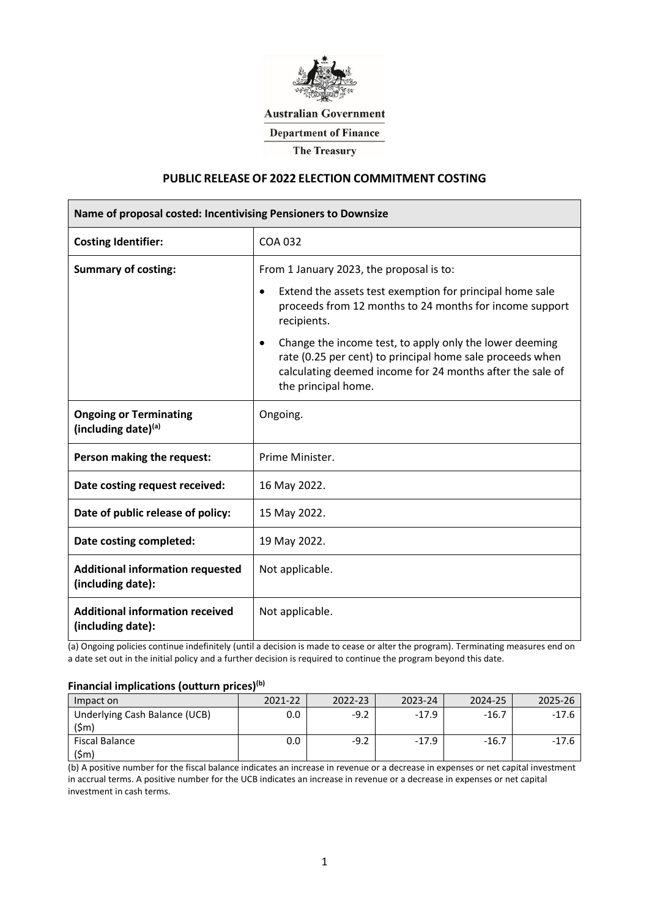Australian Government

Department of Finance

The Treasury

# PUBLIC RELEASE OF 2022 ELECTION COMMITMENT COSTING

| **Name of proposal costed: Incentivising Pensioners to Downsize** | |
|---|---|
| **Costing Identifier:** | COA 032 |
| **Summary of costing:** | From 1 January 2023, the proposal is to: <br>• Extend the assets test exemption for principal home sale proceeds from 12 months to 24 months for income support recipients. <br>• Change the income test, to apply only the lower deeming rate (0.25 per cent) to principal home sale proceeds when calculating deemed income for 24 months after the sale of the principal home. |
| **Ongoing or Terminating (including date)[(a)]** | Ongoing. |
| **Person making the request:** | Prime Minister. |
| **Date costing request received:** | 16 May 2022. |
| **Date of public release of policy:** | 15 May 2022. |
| **Date costing completed:** | 19 May 2022. |
| **Additional information requested (including date):** | Not applicable. |
| **Additional information received (including date):** | Not applicable. |

(a) Ongoing policies continue indefinitely (until a decision is made to cease or alter the program). Terminating measures end on a date set out in the initial policy and a further decision is required to continue the program beyond this date.

### Financial implications (outturn prices)[(b)]

| Impact on | 2021-22 | 2022-23 | 2023-24 | 2024-25 | 2025-26 |
|---|---|---|---|---|---|
| Underlying Cash Balance (UCB) ($m) | 0.0 | -9.2 | -17.9 | -16.7 | -17.6 |
| Fiscal Balance ($m) | 0.0 | -9.2 | -17.9 | -16.7 | -17.6 |

(b) A positive number for the fiscal balance indicates an increase in revenue or a decrease in expenses or net capital investment in accrual terms. A positive number for the UCB indicates an increase in revenue or a decrease in expenses or net capital investment in cash terms.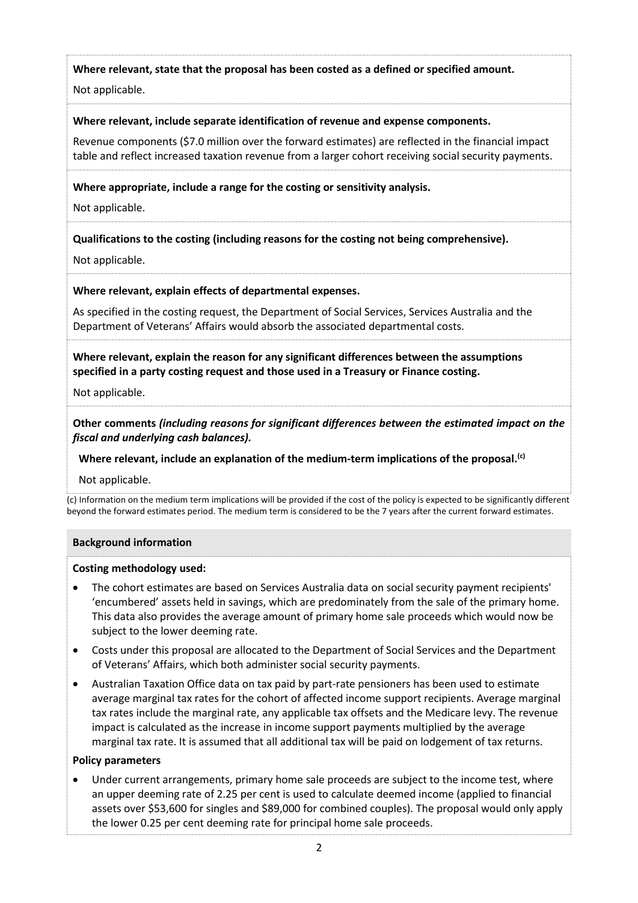**Where relevant, state that the proposal has been costed as a defined or specified amount.**

Not applicable.

**Where relevant, include separate identification of revenue and expense components.**

Revenue components ($7.0 million over the forward estimates) are reflected in the financial impact table and reflect increased taxation revenue from a larger cohort receiving social security payments.

**Where appropriate, include a range for the costing or sensitivity analysis.**

Not applicable.

**Qualifications to the costing (including reasons for the costing not being comprehensive).**

Not applicable.

**Where relevant, explain effects of departmental expenses.**

As specified in the costing request, the Department of Social Services, Services Australia and the Department of Veterans' Affairs would absorb the associated departmental costs.

**Where relevant, explain the reason for any significant differences between the assumptions specified in a party costing request and those used in a Treasury or Finance costing.**

Not applicable.

**Other comments *(including reasons for significant differences between the estimated impact on the fiscal and underlying cash balances).***

**Where relevant, include an explanation of the medium-term implications of the proposal.[(c)]**

Not applicable.

(c) Information on the medium term implications will be provided if the cost of the policy is expected to be significantly different beyond the forward estimates period. The medium term is considered to be the 7 years after the current forward estimates.

**Background information**

**Costing methodology used:**

- The cohort estimates are based on Services Australia data on social security payment recipients' 'encumbered' assets held in savings, which are predominately from the sale of the primary home. This data also provides the average amount of primary home sale proceeds which would now be subject to the lower deeming rate.
- Costs under this proposal are allocated to the Department of Social Services and the Department of Veterans' Affairs, which both administer social security payments.
- Australian Taxation Office data on tax paid by part-rate pensioners has been used to estimate average marginal tax rates for the cohort of affected income support recipients. Average marginal tax rates include the marginal rate, any applicable tax offsets and the Medicare levy. The revenue impact is calculated as the increase in income support payments multiplied by the average marginal tax rate. It is assumed that all additional tax will be paid on lodgement of tax returns.

**Policy parameters**

- Under current arrangements, primary home sale proceeds are subject to the income test, where an upper deeming rate of 2.25 per cent is used to calculate deemed income (applied to financial assets over $53,600 for singles and $89,000 for combined couples). The proposal would only apply the lower 0.25 per cent deeming rate for principal home sale proceeds.